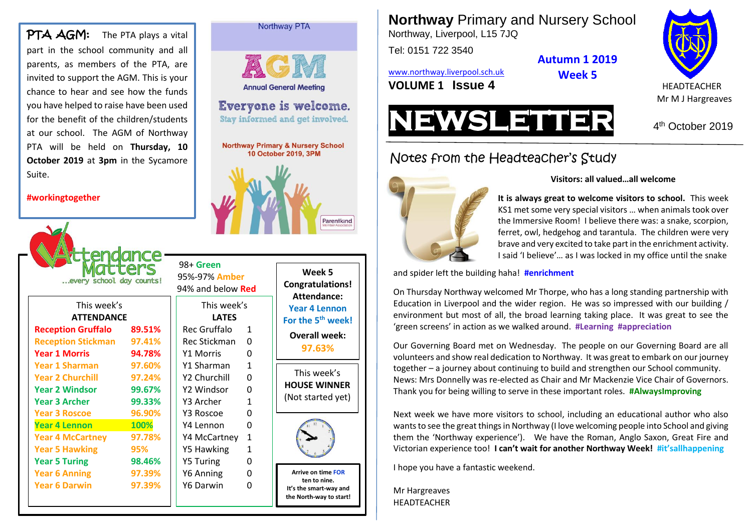# Northway Primary and Nursery School

Northway, Liverpool, L15 7JQ

Tel: 0151 722 3540

www.northway.liverpool.sch.uk

**VOLUME 1 Issue 4**

**Autumn 1 2019**
**Week 5**

HEADTEACHER
Mr M J Hargreaves

# NEWSLETTER

4th October 2019

## Notes from the Headteacher's Study

**Visitors: all valued…all welcome**

**It is always great to welcome visitors to school.** This week KS1 met some very special visitors … when animals took over the Immersive Room! I believe there was: a snake, scorpion, ferret, owl, hedgehog and tarantula. The children were very brave and very excited to take part in the enrichment activity. I said 'I believe'… as I was locked in my office until the snake and spider left the building haha! **#enrichment**

On Thursday Northway welcomed Mr Thorpe, who has a long standing partnership with Education in Liverpool and the wider region. He was so impressed with our building / environment but most of all, the broad learning taking place. It was great to see the 'green screens' in action as we walked around. **#Learning #appreciation**

Our Governing Board met on Wednesday. The people on our Governing Board are all volunteers and show real dedication to Northway. It was great to embark on our journey together – a journey about continuing to build and strengthen our School community. News: Mrs Donnelly was re-elected as Chair and Mr Mackenzie Vice Chair of Governors. Thank you for being willing to serve in these important roles. **#AlwaysImproving**

Next week we have more visitors to school, including an educational author who also wants to see the great things in Northway (I love welcoming people into School and giving them the 'Northway experience'). We have the Roman, Anglo Saxon, Great Fire and Victorian experience too! **I can't wait for another Northway Week! #it'sallhappening**

I hope you have a fantastic weekend.

Mr Hargreaves
HEADTEACHER

---

**PTA AGM:** The PTA plays a vital part in the school community and all parents, as members of the PTA, are invited to support the AGM. This is your chance to hear and see how the funds you have helped to raise have been used for the benefit of the children/students at our school. The AGM of Northway PTA will be held on **Thursday, 10 October 2019** at **3pm** in the Sycamore Suite.

**#workingtogether**

Northway PTA

**AGM**
Annual General Meeting

**Everyone is welcome.**
Stay informed and get involved.

**Northway Primary & Nursery School**
**10 October 2019, 3PM**

Parentkind Member Association

---

## Attendance Matters

…every school day counts!

98+ Green
95%-97% Amber
94% and below Red

| Class | This week's ATTENDANCE | This week's LATES |
|---|---|---|
| Reception Gruffalo | 89.51% | 1 |
| Reception Stickman | 97.41% | 0 |
| Year 1 Morris | 94.78% | 0 |
| Year 1 Sharman | 97.60% | 1 |
| Year 2 Churchill | 97.24% | 0 |
| Year 2 Windsor | 99.67% | 0 |
| Year 3 Archer | 99.33% | 1 |
| Year 3 Roscoe | 96.90% | 0 |
| Year 4 Lennon | 100% | 0 |
| Year 4 McCartney | 97.78% | 1 |
| Year 5 Hawking | 95% | 1 |
| Year 5 Turing | 98.46% | 0 |
| Year 6 Anning | 97.39% | 0 |
| Year 6 Darwin | 97.39% | 0 |

**Week 5 Congratulations! Attendance:**
**Year 4 Lennon**
**For the 5th week!**

**Overall week:**
**97.63%**

This week's **HOUSE WINNER**
(Not started yet)

**Arrive on time FOR ten to nine.**
**It's the smart-way and the North-way to start!**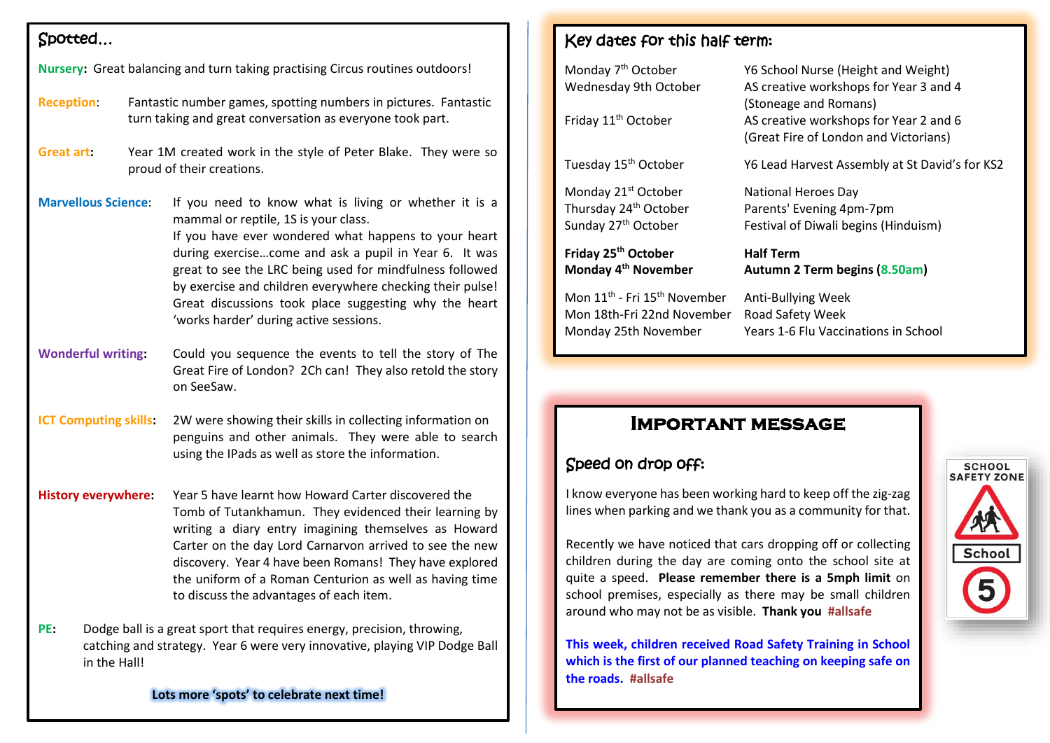## Spotted…

**Nursery:** Great balancing and turn taking practising Circus routines outdoors!

**Reception:** Fantastic number games, spotting numbers in pictures. Fantastic turn taking and great conversation as everyone took part.

**Great art:** Year 1M created work in the style of Peter Blake. They were so proud of their creations.

**Marvellous Science:** If you need to know what is living or whether it is a mammal or reptile, 1S is your class.
If you have ever wondered what happens to your heart during exercise…come and ask a pupil in Year 6. It was great to see the LRC being used for mindfulness followed by exercise and children everywhere checking their pulse! Great discussions took place suggesting why the heart 'works harder' during active sessions.

**Wonderful writing:** Could you sequence the events to tell the story of The Great Fire of London? 2Ch can! They also retold the story on SeeSaw.

**ICT Computing skills:** 2W were showing their skills in collecting information on penguins and other animals. They were able to search using the IPads as well as store the information.

**History everywhere:** Year 5 have learnt how Howard Carter discovered the Tomb of Tutankhamun. They evidenced their learning by writing a diary entry imagining themselves as Howard Carter on the day Lord Carnarvon arrived to see the new discovery. Year 4 have been Romans! They have explored the uniform of a Roman Centurion as well as having time to discuss the advantages of each item.

**PE:** Dodge ball is a great sport that requires energy, precision, throwing, catching and strategy. Year 6 were very innovative, playing VIP Dodge Ball in the Hall!

**Lots more 'spots' to celebrate next time!**

## Key dates for this half term:

| Date | Event |
|---|---|
| Monday 7th October | Y6 School Nurse (Height and Weight) |
| Wednesday 9th October | AS creative workshops for Year 3 and 4 (Stoneage and Romans) |
| Friday 11th October | AS creative workshops for Year 2 and 6 (Great Fire of London and Victorians) |
| Tuesday 15th October | Y6 Lead Harvest Assembly at St David's for KS2 |
| Monday 21st October | National Heroes Day |
| Thursday 24th October | Parents' Evening 4pm-7pm |
| Sunday 27th October | Festival of Diwali begins (Hinduism) |
| **Friday 25th October** | **Half Term** |
| **Monday 4th November** | **Autumn 2 Term begins (8.50am)** |
| Mon 11th - Fri 15th November | Anti-Bullying Week |
| Mon 18th-Fri 22nd November | Road Safety Week |
| Monday 25th November | Years 1-6 Flu Vaccinations in School |

## Important message

### Speed on drop off:

I know everyone has been working hard to keep off the zig-zag lines when parking and we thank you as a community for that.

Recently we have noticed that cars dropping off or collecting children during the day are coming onto the school site at quite a speed. **Please remember there is a 5mph limit** on school premises, especially as there may be small children around who may not be as visible. **Thank you #allsafe**

**This week, children received Road Safety Training in School which is the first of our planned teaching on keeping safe on the roads. #allsafe**

SCHOOL SAFETY ZONE
School
5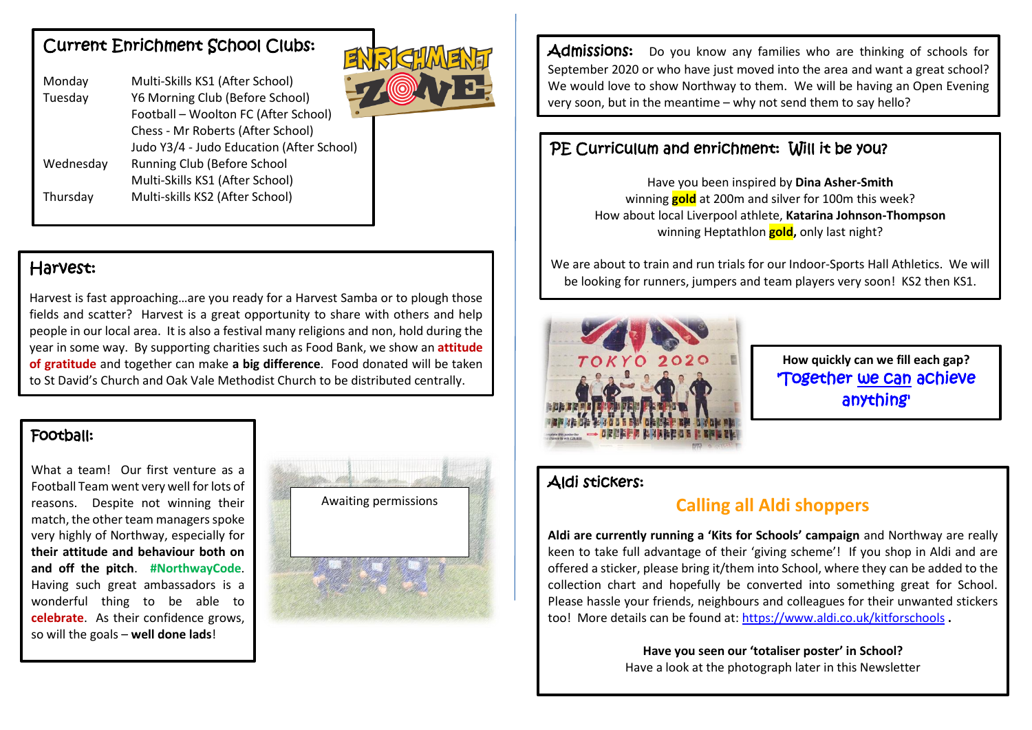## Current Enrichment School Clubs:

| | |
|---|---|
| Monday | Multi-Skills KS1 (After School) |
| Tuesday | Y6 Morning Club (Before School) |
| | Football – Woolton FC (After School) |
| | Chess - Mr Roberts (After School) |
| | Judo Y3/4 - Judo Education (After School) |
| Wednesday | Running Club (Before School |
| | Multi-Skills KS1 (After School) |
| Thursday | Multi-skills KS2 (After School) |

ENRICHMENT ZONE

## Harvest:

Harvest is fast approaching…are you ready for a Harvest Samba or to plough those fields and scatter? Harvest is a great opportunity to share with others and help people in our local area. It is also a festival many religions and non, hold during the year in some way. By supporting charities such as Food Bank, we show an **attitude of gratitude** and together can make **a big difference**. Food donated will be taken to St David's Church and Oak Vale Methodist Church to be distributed centrally.

## Football:

What a team! Our first venture as a Football Team went very well for lots of reasons. Despite not winning their match, the other team managers spoke very highly of Northway, especially for **their attitude and behaviour both on and off the pitch**. **#NorthwayCode**. Having such great ambassadors is a wonderful thing to be able to **celebrate**. As their confidence grows, so will the goals – **well done lads**!

Awaiting permissions

## Admissions:

Do you know any families who are thinking of schools for September 2020 or who have just moved into the area and want a great school? We would love to show Northway to them. We will be having an Open Evening very soon, but in the meantime – why not send them to say hello?

## PE Curriculum and enrichment: Will it be you?

Have you been inspired by **Dina Asher-Smith** winning **gold** at 200m and silver for 100m this week? How about local Liverpool athlete, **Katarina Johnson-Thompson** winning Heptathlon **gold**, only last night?

We are about to train and run trials for our Indoor-Sports Hall Athletics. We will be looking for runners, jumpers and team players very soon! KS2 then KS1.

TOKYO 2020

**How quickly can we fill each gap?**

'Together we can achieve anything'

## Aldi stickers:

### Calling all Aldi shoppers

**Aldi are currently running a 'Kits for Schools' campaign** and Northway are really keen to take full advantage of their 'giving scheme'! If you shop in Aldi and are offered a sticker, please bring it/them into School, where they can be added to the collection chart and hopefully be converted into something great for School. Please hassle your friends, neighbours and colleagues for their unwanted stickers too! More details can be found at: https://www.aldi.co.uk/kitforschools .

**Have you seen our 'totaliser poster' in School?**

Have a look at the photograph later in this Newsletter